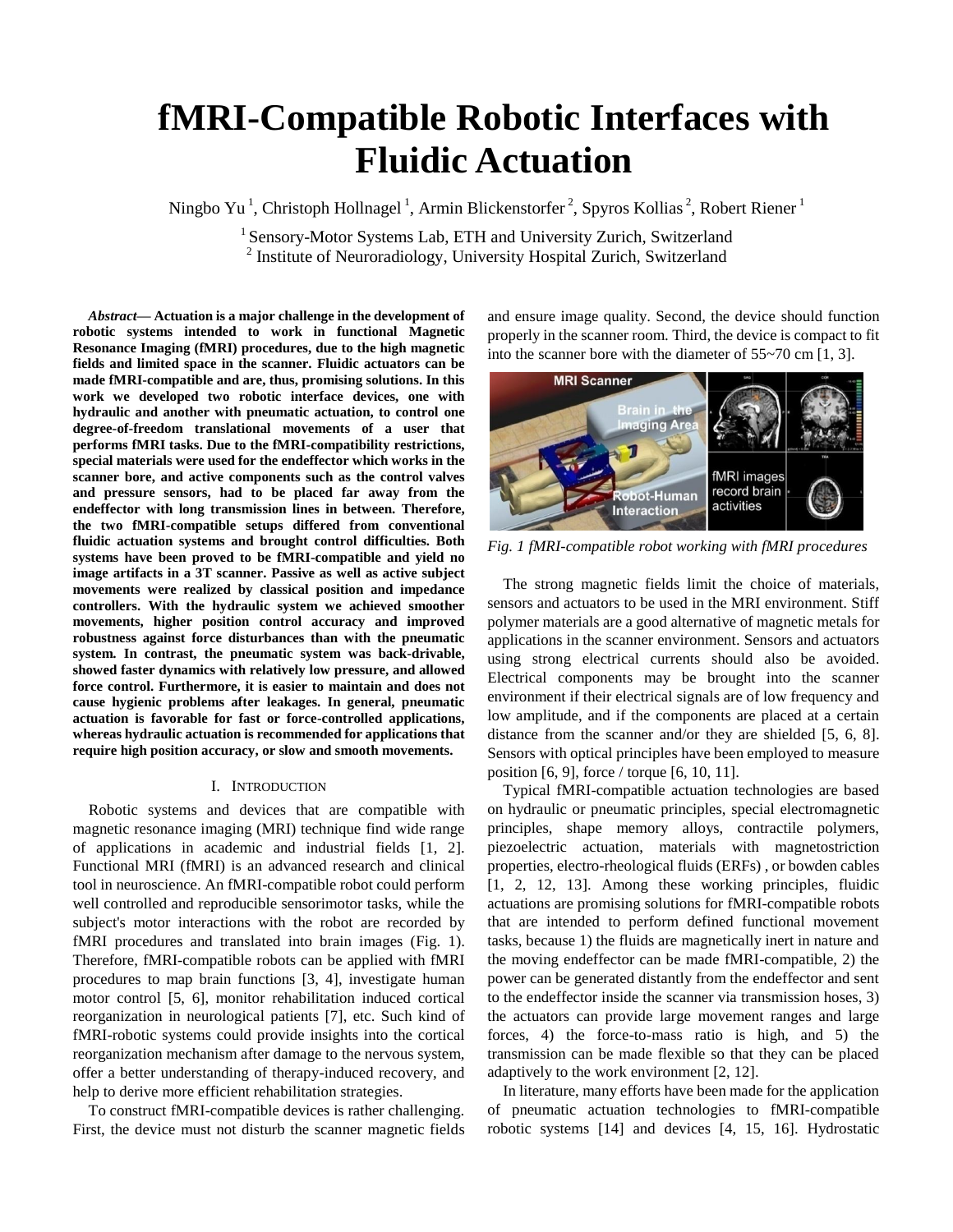# fMRI-Compatible Robotic Interfaces with Fluidic Actuation

Ningbo Yu [1], Christoph Hollnagel [1], Armin Blickenstorfer [2], Spyros Kollias [2], Robert Riener [1]

[1] Sensory-Motor Systems Lab, ETH and University Zurich, Switzerland
[2] Institute of Neuroradiology, University Hospital Zurich, Switzerland

***Abstract*— Actuation is a major challenge in the development of robotic systems intended to work in functional Magnetic Resonance Imaging (fMRI) procedures, due to the high magnetic fields and limited space in the scanner. Fluidic actuators can be made fMRI-compatible and are, thus, promising solutions. In this work we developed two robotic interface devices, one with hydraulic and another with pneumatic actuation, to control one degree-of-freedom translational movements of a user that performs fMRI tasks. Due to the fMRI-compatibility restrictions, special materials were used for the endeffector which works in the scanner bore, and active components such as the control valves and pressure sensors, had to be placed far away from the endeffector with long transmission lines in between. Therefore, the two fMRI-compatible setups differed from conventional fluidic actuation systems and brought control difficulties. Both systems have been proved to be fMRI-compatible and yield no image artifacts in a 3T scanner. Passive as well as active subject movements were realized by classical position and impedance controllers. With the hydraulic system we achieved smoother movements, higher position control accuracy and improved robustness against force disturbances than with the pneumatic system. In contrast, the pneumatic system was back-drivable, showed faster dynamics with relatively low pressure, and allowed force control. Furthermore, it is easier to maintain and does not cause hygienic problems after leakages. In general, pneumatic actuation is favorable for fast or force-controlled applications, whereas hydraulic actuation is recommended for applications that require high position accuracy, or slow and smooth movements.**

## I. Introduction

Robotic systems and devices that are compatible with magnetic resonance imaging (MRI) technique find wide range of applications in academic and industrial fields [1, 2]. Functional MRI (fMRI) is an advanced research and clinical tool in neuroscience. An fMRI-compatible robot could perform well controlled and reproducible sensorimotor tasks, while the subject's motor interactions with the robot are recorded by fMRI procedures and translated into brain images (Fig. 1). Therefore, fMRI-compatible robots can be applied with fMRI procedures to map brain functions [3, 4], investigate human motor control [5, 6], monitor rehabilitation induced cortical reorganization in neurological patients [7], etc. Such kind of fMRI-robotic systems could provide insights into the cortical reorganization mechanism after damage to the nervous system, offer a better understanding of therapy-induced recovery, and help to derive more efficient rehabilitation strategies.

To construct fMRI-compatible devices is rather challenging. First, the device must not disturb the scanner magnetic fields and ensure image quality. Second, the device should function properly in the scanner room. Third, the device is compact to fit into the scanner bore with the diameter of 55~70 cm [1, 3].

MRI Scanner
Brain in the Imaging Area
Robot-Human Interaction
fMRI images record brain activities

*Fig. 1 fMRI-compatible robot working with fMRI procedures*

The strong magnetic fields limit the choice of materials, sensors and actuators to be used in the MRI environment. Stiff polymer materials are a good alternative of magnetic metals for applications in the scanner environment. Sensors and actuators using strong electrical currents should also be avoided. Electrical components may be brought into the scanner environment if their electrical signals are of low frequency and low amplitude, and if the components are placed at a certain distance from the scanner and/or they are shielded [5, 6, 8]. Sensors with optical principles have been employed to measure position [6, 9], force / torque [6, 10, 11].

Typical fMRI-compatible actuation technologies are based on hydraulic or pneumatic principles, special electromagnetic principles, shape memory alloys, contractile polymers, piezoelectric actuation, materials with magnetostriction properties, electro-rheological fluids (ERFs) , or bowden cables [1, 2, 12, 13]. Among these working principles, fluidic actuations are promising solutions for fMRI-compatible robots that are intended to perform defined functional movement tasks, because 1) the fluids are magnetically inert in nature and the moving endeffector can be made fMRI-compatible, 2) the power can be generated distantly from the endeffector and sent to the endeffector inside the scanner via transmission hoses, 3) the actuators can provide large movement ranges and large forces, 4) the force-to-mass ratio is high, and 5) the transmission can be made flexible so that they can be placed adaptively to the work environment [2, 12].

In literature, many efforts have been made for the application of pneumatic actuation technologies to fMRI-compatible robotic systems [14] and devices [4, 15, 16]. Hydrostatic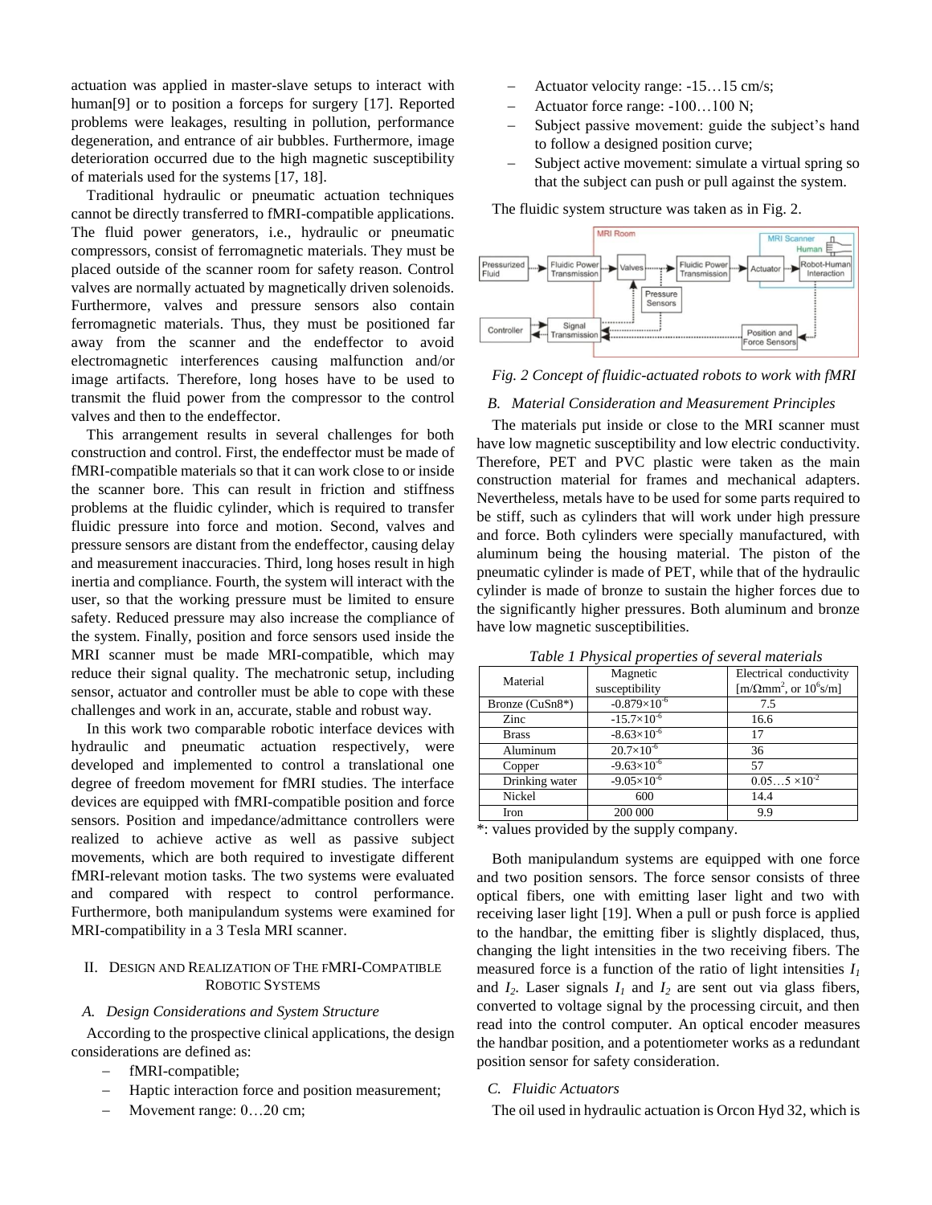actuation was applied in master-slave setups to interact with human[9] or to position a forceps for surgery [17]. Reported problems were leakages, resulting in pollution, performance degeneration, and entrance of air bubbles. Furthermore, image deterioration occurred due to the high magnetic susceptibility of materials used for the systems [17, 18].

Traditional hydraulic or pneumatic actuation techniques cannot be directly transferred to fMRI-compatible applications. The fluid power generators, i.e., hydraulic or pneumatic compressors, consist of ferromagnetic materials. They must be placed outside of the scanner room for safety reason. Control valves are normally actuated by magnetically driven solenoids. Furthermore, valves and pressure sensors also contain ferromagnetic materials. Thus, they must be positioned far away from the scanner and the endeffector to avoid electromagnetic interferences causing malfunction and/or image artifacts. Therefore, long hoses have to be used to transmit the fluid power from the compressor to the control valves and then to the endeffector.

This arrangement results in several challenges for both construction and control. First, the endeffector must be made of fMRI-compatible materials so that it can work close to or inside the scanner bore. This can result in friction and stiffness problems at the fluidic cylinder, which is required to transfer fluidic pressure into force and motion. Second, valves and pressure sensors are distant from the endeffector, causing delay and measurement inaccuracies. Third, long hoses result in high inertia and compliance. Fourth, the system will interact with the user, so that the working pressure must be limited to ensure safety. Reduced pressure may also increase the compliance of the system. Finally, position and force sensors used inside the MRI scanner must be made MRI-compatible, which may reduce their signal quality. The mechatronic setup, including sensor, actuator and controller must be able to cope with these challenges and work in an, accurate, stable and robust way.

In this work two comparable robotic interface devices with hydraulic and pneumatic actuation respectively, were developed and implemented to control a translational one degree of freedom movement for fMRI studies. The interface devices are equipped with fMRI-compatible position and force sensors. Position and impedance/admittance controllers were realized to achieve active as well as passive subject movements, which are both required to investigate different fMRI-relevant motion tasks. The two systems were evaluated and compared with respect to control performance. Furthermore, both manipulandum systems were examined for MRI-compatibility in a 3 Tesla MRI scanner.

## II. Design and Realization of the fMRI-Compatible Robotic Systems

### A. Design Considerations and System Structure

According to the prospective clinical applications, the design considerations are defined as:

- fMRI-compatible;
- Haptic interaction force and position measurement;
- Movement range: 0…20 cm;
- Actuator velocity range: -15…15 cm/s;
- Actuator force range: -100…100 N;
- Subject passive movement: guide the subject's hand to follow a designed position curve;
- Subject active movement: simulate a virtual spring so that the subject can push or pull against the system.

The fluidic system structure was taken as in Fig. 2.

MRI Room
MRI Scanner
Human
Pressurized Fluid
Fluidic Power Transmission
Valves
Fluidic Power Transmission
Actuator
Robot-Human Interaction
Pressure Sensors
Controller
Signal Transmission
Position and Force Sensors

*Fig. 2 Concept of fluidic-actuated robots to work with fMRI*

### B. Material Consideration and Measurement Principles

The materials put inside or close to the MRI scanner must have low magnetic susceptibility and low electric conductivity. Therefore, PET and PVC plastic were taken as the main construction material for frames and mechanical adapters. Nevertheless, metals have to be used for some parts required to be stiff, such as cylinders that will work under high pressure and force. Both cylinders were specially manufactured, with aluminum being the housing material. The piston of the pneumatic cylinder is made of PET, while that of the hydraulic cylinder is made of bronze to sustain the higher forces due to the significantly higher pressures. Both aluminum and bronze have low magnetic susceptibilities.

*Table 1 Physical properties of several materials*

| Material | Magnetic susceptibility | Electrical conductivity [$m/\Omega mm^2$, or $10^6 s/m$] |
|---|---|---|
| Bronze (CuSn8*) | $-0.879\times10^{-6}$ | 7.5 |
| Zinc | $-15.7\times10^{-6}$ | 16.6 |
| Brass | $-8.63\times10^{-6}$ | 17 |
| Aluminum | $20.7\times10^{-6}$ | 36 |
| Copper | $-9.63\times10^{-6}$ | 57 |
| Drinking water | $-9.05\times10^{-6}$ | $0.05…5\times10^{-2}$ |
| Nickel | 600 | 14.4 |
| Iron | 200 000 | 9.9 |

*: values provided by the supply company.

Both manipulandum systems are equipped with one force and two position sensors. The force sensor consists of three optical fibers, one with emitting laser light and two with receiving laser light [19]. When a pull or push force is applied to the handbar, the emitting fiber is slightly displaced, thus, changing the light intensities in the two receiving fibers. The measured force is a function of the ratio of light intensities $I_1$ and $I_2$. Laser signals $I_1$ and $I_2$ are sent out via glass fibers, converted to voltage signal by the processing circuit, and then read into the control computer. An optical encoder measures the handbar position, and a potentiometer works as a redundant position sensor for safety consideration.

### C. Fluidic Actuators

The oil used in hydraulic actuation is Orcon Hyd 32, which is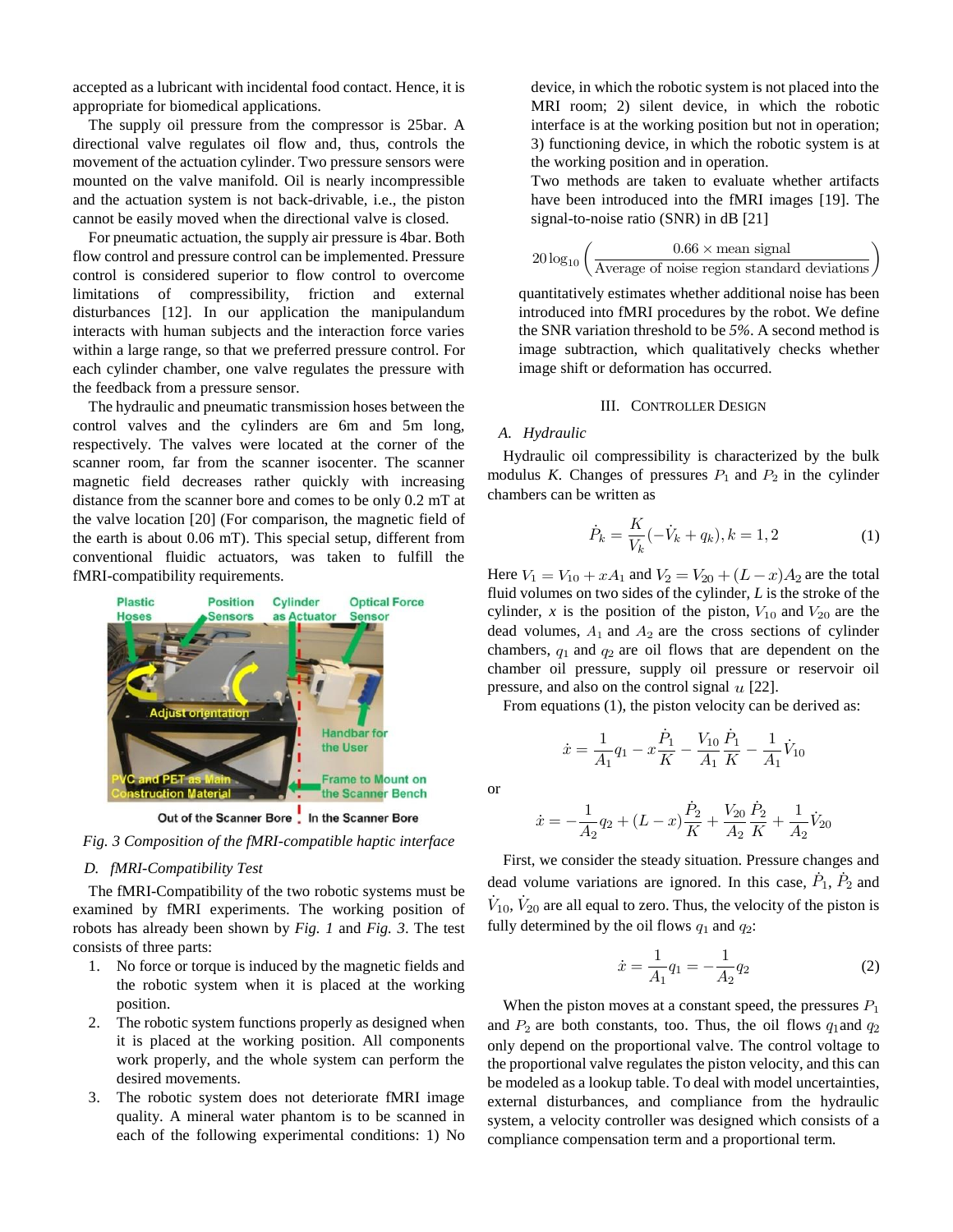accepted as a lubricant with incidental food contact. Hence, it is appropriate for biomedical applications.

The supply oil pressure from the compressor is 25bar. A directional valve regulates oil flow and, thus, controls the movement of the actuation cylinder. Two pressure sensors were mounted on the valve manifold. Oil is nearly incompressible and the actuation system is not back-drivable, i.e., the piston cannot be easily moved when the directional valve is closed.

For pneumatic actuation, the supply air pressure is 4bar. Both flow control and pressure control can be implemented. Pressure control is considered superior to flow control to overcome limitations of compressibility, friction and external disturbances [12]. In our application the manipulandum interacts with human subjects and the interaction force varies within a large range, so that we preferred pressure control. For each cylinder chamber, one valve regulates the pressure with the feedback from a pressure sensor.

The hydraulic and pneumatic transmission hoses between the control valves and the cylinders are 6m and 5m long, respectively. The valves were located at the corner of the scanner room, far from the scanner isocenter. The scanner magnetic field decreases rather quickly with increasing distance from the scanner bore and comes to be only 0.2 mT at the valve location [20] (For comparison, the magnetic field of the earth is about 0.06 mT). This special setup, different from conventional fluidic actuators, was taken to fulfill the fMRI-compatibility requirements.

*Fig. 3 Composition of the fMRI-compatible haptic interface*

### D. fMRI-Compatibility Test

The fMRI-Compatibility of the two robotic systems must be examined by fMRI experiments. The working position of robots has already been shown by *Fig. 1* and *Fig. 3*. The test consists of three parts:

1. No force or torque is induced by the magnetic fields and the robotic system when it is placed at the working position.
2. The robotic system functions properly as designed when it is placed at the working position. All components work properly, and the whole system can perform the desired movements.
3. The robotic system does not deteriorate fMRI image quality. A mineral water phantom is to be scanned in each of the following experimental conditions: 1) No device, in which the robotic system is not placed into the MRI room; 2) silent device, in which the robotic interface is at the working position but not in operation; 3) functioning device, in which the robotic system is at the working position and in operation.

Two methods are taken to evaluate whether artifacts have been introduced into the fMRI images [19]. The signal-to-noise ratio (SNR) in dB [21]

$$20\log_{10}\left(\frac{0.66\times \text{mean signal}}{\text{Average of noise region standard deviations}}\right)$$

quantitatively estimates whether additional noise has been introduced into fMRI procedures by the robot. We define the SNR variation threshold to be *5%*. A second method is image subtraction, which qualitatively checks whether image shift or deformation has occurred.

## III. Controller Design

### A. Hydraulic

Hydraulic oil compressibility is characterized by the bulk modulus *K*. Changes of pressures $P_1$ and $P_2$ in the cylinder chambers can be written as

$$\dot{P}_k = \frac{K}{V_k}(-\dot{V}_k + q_k), k = 1, 2 \tag{1}$$

Here $V_1 = V_{10} + xA_1$ and $V_2 = V_{20} + (L - x)A_2$ are the total fluid volumes on two sides of the cylinder, *L* is the stroke of the cylinder, *x* is the position of the piston, $V_{10}$ and $V_{20}$ are the dead volumes, $A_1$ and $A_2$ are the cross sections of cylinder chambers, $q_1$ and $q_2$ are oil flows that are dependent on the chamber oil pressure, supply oil pressure or reservoir oil pressure, and also on the control signal $u$ [22].

From equations (1), the piston velocity can be derived as:

$$\dot{x} = \frac{1}{A_1}q_1 - x\frac{\dot{P}_1}{K} - \frac{V_{10}}{A_1}\frac{\dot{P}_1}{K} - \frac{1}{A_1}\dot{V}_{10}$$

or

$$\dot{x} = -\frac{1}{A_2}q_2 + (L - x)\frac{\dot{P}_2}{K} + \frac{V_{20}}{A_2}\frac{\dot{P}_2}{K} + \frac{1}{A_2}\dot{V}_{20}$$

First, we consider the steady situation. Pressure changes and dead volume variations are ignored. In this case, $\dot{P}_1$, $\dot{P}_2$ and $\dot{V}_{10}$, $\dot{V}_{20}$ are all equal to zero. Thus, the velocity of the piston is fully determined by the oil flows $q_1$ and $q_2$:

$$\dot{x} = \frac{1}{A_1}q_1 = -\frac{1}{A_2}q_2 \tag{2}$$

When the piston moves at a constant speed, the pressures $P_1$ and $P_2$ are both constants, too. Thus, the oil flows $q_1$ and $q_2$ only depend on the proportional valve. The control voltage to the proportional valve regulates the piston velocity, and this can be modeled as a lookup table. To deal with model uncertainties, external disturbances, and compliance from the hydraulic system, a velocity controller was designed which consists of a compliance compensation term and a proportional term.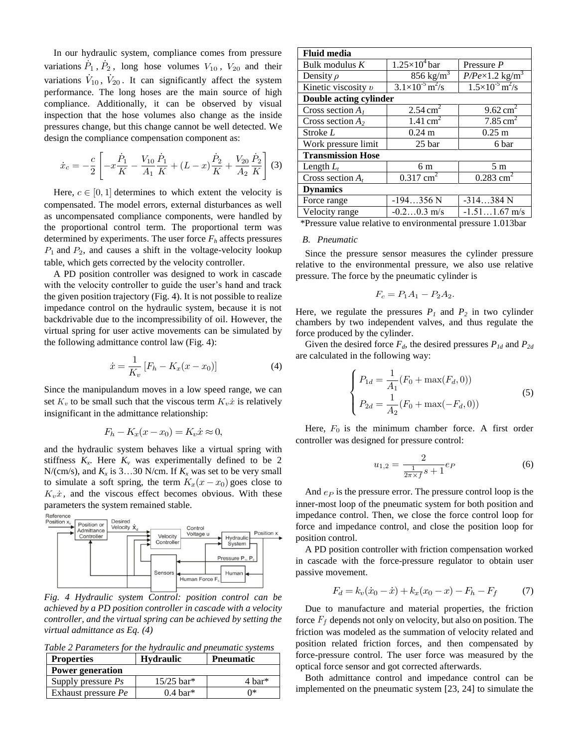In our hydraulic system, compliance comes from pressure variations $\dot{P}_1$, $\dot{P}_2$, long hose volumes $V_{10}$, $V_{20}$ and their variations $\dot{V}_{10}$, $\dot{V}_{20}$. It can significantly affect the system performance. The long hoses are the main source of high compliance. Additionally, it can be observed by visual inspection that the hose volumes also change as the inside pressures change, but this change cannot be well detected. We design the compliance compensation component as:

$$\dot{x}_c = -\frac{c}{2}\left[-x\frac{\dot{P}_1}{K} - \frac{V_{10}}{A_1}\frac{\dot{P}_1}{K} + (L-x)\frac{\dot{P}_2}{K} + \frac{V_{20}}{A_2}\frac{\dot{P}_2}{K}\right] \quad (3)$$

Here, $c \in [0,1]$ determines to which extent the velocity is compensated. The model errors, external disturbances as well as uncompensated compliance components, were handled by the proportional control term. The proportional term was determined by experiments. The user force $F_h$ affects pressures $P_1$ and $P_2$, and causes a shift in the voltage-velocity lookup table, which gets corrected by the velocity controller.

A PD position controller was designed to work in cascade with the velocity controller to guide the user's hand and track the given position trajectory (Fig. 4). It is not possible to realize impedance control on the hydraulic system, because it is not backdrivable due to the incompressibility of oil. However, the virtual spring for user active movements can be simulated by the following admittance control law (Fig. 4):

$$\dot{x} = \frac{1}{K_v}\left[F_h - K_x(x - x_0)\right] \quad (4)$$

Since the manipulandum moves in a low speed range, we can set $K_v$ to be small such that the viscous term $K_v\dot{x}$ is relatively insignificant in the admittance relationship:

$$F_h - K_x(x - x_0) = K_v\dot{x} \approx 0,$$

and the hydraulic system behaves like a virtual spring with stiffness $K_x$. Here $K_v$ was experimentally defined to be 2 N/(cm/s), and $K_x$ is 3…30 N/cm. If $K_x$ was set to be very small to simulate a soft spring, the term $K_x(x - x_0)$ goes close to $K_v\dot{x}$, and the viscous effect becomes obvious. With these parameters the system remained stable.

*Fig. 4 Hydraulic system Control: position control can be achieved by a PD position controller in cascade with a velocity controller, and the virtual spring can be achieved by setting the virtual admittance as Eq. (4)*

*Table 2 Parameters for the hydraulic and pneumatic systems*

| Properties | Hydraulic | Pneumatic |
|---|---|---|
| **Power generation** | | |
| Supply pressure *Ps* | 15/25 bar* | 4 bar* |
| Exhaust pressure *Pe* | 0.4 bar* | 0* |
| **Fluid media** | | |
| Bulk modulus *K* | $1.25\times10^4$ bar | Pressure *P* |
| Density $\rho$ | 856 kg/m$^3$ | *P/Pe*×1.2 kg/m$^3$ |
| Kinetic viscosity $\upsilon$ | $3.1\times10^{-5}$ m$^2$/s | $1.5\times10^{-5}$ m$^2$/s |
| **Double acting cylinder** | | |
| Cross section $A_1$ | 2.54 cm$^2$ | 9.62 cm$^2$ |
| Cross section $A_2$ | 1.41 cm$^2$ | 7.85 cm$^2$ |
| Stroke *L* | 0.24 m | 0.25 m |
| Work pressure limit | 25 bar | 6 bar |
| **Transmission Hose** | | |
| Length $L_t$ | 6 m | 5 m |
| Cross section $A_t$ | 0.317 cm$^2$ | 0.283 cm$^2$ |
| **Dynamics** | | |
| Force range | -194…356 N | -314…384 N |
| Velocity range | -0.2…0.3 m/s | -1.51…1.67 m/s |

*Pressure value relative to environmental pressure 1.013bar

### B. Pneumatic

Since the pressure sensor measures the cylinder pressure relative to the environmental pressure, we also use relative pressure. The force by the pneumatic cylinder is

$$F_c = P_1A_1 - P_2A_2.$$

Here, we regulate the pressures $P_1$ and $P_2$ in two cylinder chambers by two independent valves, and thus regulate the force produced by the cylinder.

Given the desired force $F_d$, the desired pressures $P_{1d}$ and $P_{2d}$ are calculated in the following way:

$$\begin{cases} P_{1d} = \dfrac{1}{A_1}(F_0 + \max(F_d, 0)) \\ P_{2d} = \dfrac{1}{A_2}(F_0 + \max(-F_d, 0)) \end{cases} \quad (5)$$

Here, $F_0$ is the minimum chamber force. A first order controller was designed for pressure control:

$$u_{1,2} = \frac{2}{\frac{1}{2\pi\times f}s + 1}e_P \quad (6)$$

And $e_P$ is the pressure error. The pressure control loop is the inner-most loop of the pneumatic system for both position and impedance control. Then, we close the force control loop for force and impedance control, and close the position loop for position control.

A PD position controller with friction compensation worked in cascade with the force-pressure regulator to obtain user passive movement.

$$F_d = k_v(\dot{x}_0 - \dot{x}) + k_x(x_0 - x) - F_h - F_f \quad (7)$$

Due to manufacture and material properties, the friction force $F_f$ depends not only on velocity, but also on position. The friction was modeled as the summation of velocity related and position related friction forces, and then compensated by force-pressure control. The user force was measured by the optical force sensor and got corrected afterwards.

Both admittance control and impedance control can be implemented on the pneumatic system [23, 24] to simulate the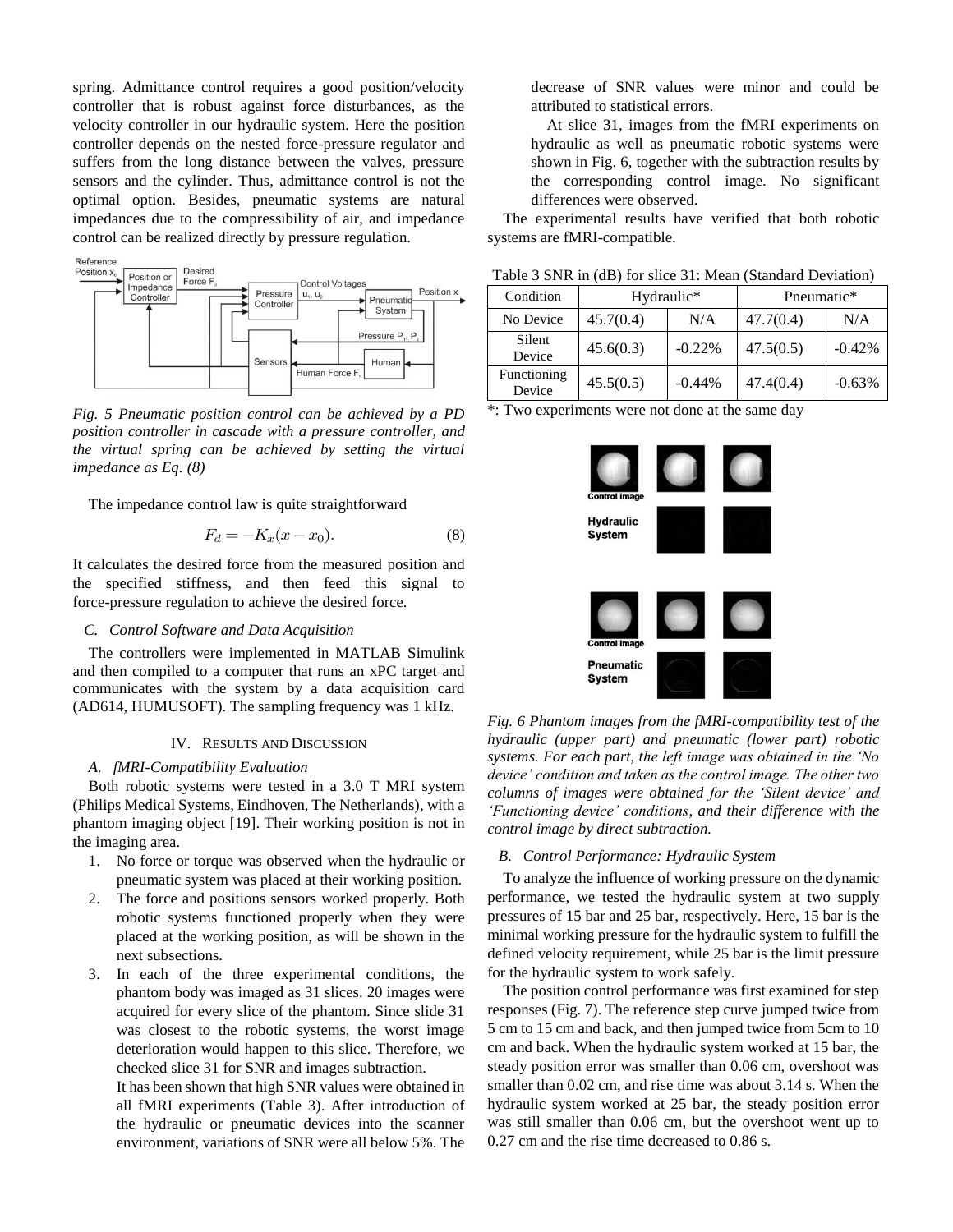spring. Admittance control requires a good position/velocity controller that is robust against force disturbances, as the velocity controller in our hydraulic system. Here the position controller depends on the nested force-pressure regulator and suffers from the long distance between the valves, pressure sensors and the cylinder. Thus, admittance control is not the optimal option. Besides, pneumatic systems are natural impedances due to the compressibility of air, and impedance control can be realized directly by pressure regulation.

*Fig. 5 Pneumatic position control can be achieved by a PD position controller in cascade with a pressure controller, and the virtual spring can be achieved by setting the virtual impedance as Eq. (8)*

The impedance control law is quite straightforward

$$F_d = -K_x(x - x_0). \tag{8}$$

It calculates the desired force from the measured position and the specified stiffness, and then feed this signal to force-pressure regulation to achieve the desired force.

### C. Control Software and Data Acquisition

The controllers were implemented in MATLAB Simulink and then compiled to a computer that runs an xPC target and communicates with the system by a data acquisition card (AD614, HUMUSOFT). The sampling frequency was 1 kHz.

## IV. Results and Discussion

### A. fMRI-Compatibility Evaluation

Both robotic systems were tested in a 3.0 T MRI system (Philips Medical Systems, Eindhoven, The Netherlands), with a phantom imaging object [19]. Their working position is not in the imaging area.

1. No force or torque was observed when the hydraulic or pneumatic system was placed at their working position.
2. The force and positions sensors worked properly. Both robotic systems functioned properly when they were placed at the working position, as will be shown in the next subsections.
3. In each of the three experimental conditions, the phantom body was imaged as 31 slices. 20 images were acquired for every slice of the phantom. Since slide 31 was closest to the robotic systems, the worst image deterioration would happen to this slice. Therefore, we checked slice 31 for SNR and images subtraction.

   It has been shown that high SNR values were obtained in all fMRI experiments (Table 3). After introduction of the hydraulic or pneumatic devices into the scanner environment, variations of SNR were all below 5%. The decrease of SNR values were minor and could be attributed to statistical errors.

   At slice 31, images from the fMRI experiments on hydraulic as well as pneumatic robotic systems were shown in Fig. 6, together with the subtraction results by the corresponding control image. No significant differences were observed.

The experimental results have verified that both robotic systems are fMRI-compatible.

Table 3 SNR in (dB) for slice 31: Mean (Standard Deviation)

| Condition | Hydraulic* | | Pneumatic* | |
|---|---|---|---|---|
| No Device | 45.7(0.4) | N/A | 47.7(0.4) | N/A |
| Silent Device | 45.6(0.3) | -0.22% | 47.5(0.5) | -0.42% |
| Functioning Device | 45.5(0.5) | -0.44% | 47.4(0.4) | -0.63% |

*: Two experiments were not done at the same day

*Fig. 6 Phantom images from the fMRI-compatibility test of the hydraulic (upper part) and pneumatic (lower part) robotic systems. For each part, the left image was obtained in the 'No device' condition and taken as the control image. The other two columns of images were obtained for the 'Silent device' and 'Functioning device' conditions, and their difference with the control image by direct subtraction.*

### B. Control Performance: Hydraulic System

To analyze the influence of working pressure on the dynamic performance, we tested the hydraulic system at two supply pressures of 15 bar and 25 bar, respectively. Here, 15 bar is the minimal working pressure for the hydraulic system to fulfill the defined velocity requirement, while 25 bar is the limit pressure for the hydraulic system to work safely.

The position control performance was first examined for step responses (Fig. 7). The reference step curve jumped twice from 5 cm to 15 cm and back, and then jumped twice from 5cm to 10 cm and back. When the hydraulic system worked at 15 bar, the steady position error was smaller than 0.06 cm, overshoot was smaller than 0.02 cm, and rise time was about 3.14 s. When the hydraulic system worked at 25 bar, the steady position error was still smaller than 0.06 cm, but the overshoot went up to 0.27 cm and the rise time decreased to 0.86 s.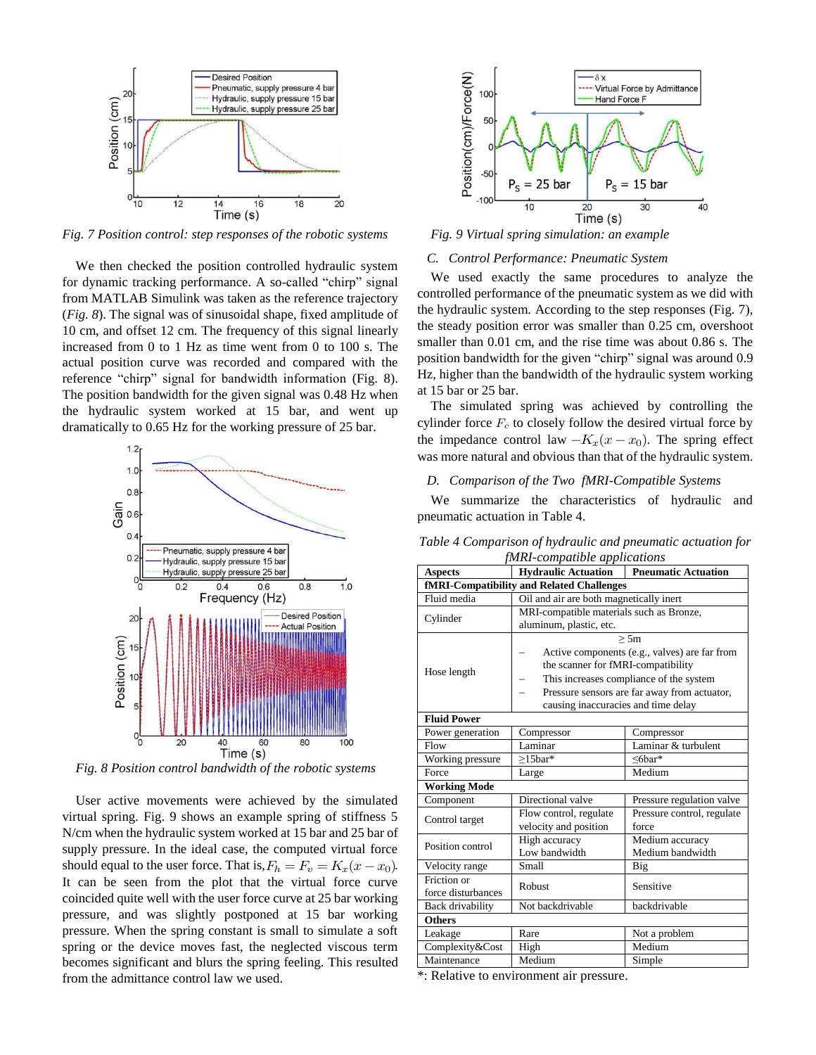Fig. 7 Position control: step responses of the robotic systems

We then checked the position controlled hydraulic system for dynamic tracking performance. A so-called "chirp" signal from MATLAB Simulink was taken as the reference trajectory (*Fig. 8*). The signal was of sinusoidal shape, fixed amplitude of 10 cm, and offset 12 cm. The frequency of this signal linearly increased from 0 to 1 Hz as time went from 0 to 100 s. The actual position curve was recorded and compared with the reference "chirp" signal for bandwidth information (Fig. 8). The position bandwidth for the given signal was 0.48 Hz when the hydraulic system worked at 15 bar, and went up dramatically to 0.65 Hz for the working pressure of 25 bar.

Fig. 8 Position control bandwidth of the robotic systems

User active movements were achieved by the simulated virtual spring. Fig. 9 shows an example spring of stiffness 5 N/cm when the hydraulic system worked at 15 bar and 25 bar of supply pressure. In the ideal case, the computed virtual force should equal to the user force. That is, $F_h = F_v = K_x(x - x_0)$. It can be seen from the plot that the virtual force curve coincided quite well with the user force curve at 25 bar working pressure, and was slightly postponed at 15 bar working pressure. When the spring constant is small to simulate a soft spring or the device moves fast, the neglected viscous term becomes significant and blurs the spring feeling. This resulted from the admittance control law we used.

Fig. 9 Virtual spring simulation: an example

### *C. Control Performance: Pneumatic System*

We used exactly the same procedures to analyze the controlled performance of the pneumatic system as we did with the hydraulic system. According to the step responses (Fig. 7), the steady position error was smaller than 0.25 cm, overshoot smaller than 0.01 cm, and the rise time was about 0.86 s. The position bandwidth for the given "chirp" signal was around 0.9 Hz, higher than the bandwidth of the hydraulic system working at 15 bar or 25 bar.

The simulated spring was achieved by controlling the cylinder force $F_c$ to closely follow the desired virtual force by the impedance control law $-K_x(x - x_0)$. The spring effect was more natural and obvious than that of the hydraulic system.

### *D. Comparison of the Two fMRI-Compatible Systems*

We summarize the characteristics of hydraulic and pneumatic actuation in Table 4.

*Table 4 Comparison of hydraulic and pneumatic actuation for fMRI-compatible applications*

| Aspects | Hydraulic Actuation | Pneumatic Actuation |
|---|---|---|
| **fMRI-Compatibility and Related Challenges** | | |
| Fluid media | Oil and air are both magnetically inert | |
| Cylinder | MRI-compatible materials such as Bronze, aluminum, plastic, etc. | |
| Hose length | ≥ 5m<br>– Active components (e.g., valves) are far from the scanner for fMRI-compatibility<br>– This increases compliance of the system<br>– Pressure sensors are far away from actuator, causing inaccuracies and time delay | |
| **Fluid Power** | | |
| Power generation | Compressor | Compressor |
| Flow | Laminar | Laminar & turbulent |
| Working pressure | ≥15bar* | ≤6bar* |
| Force | Large | Medium |
| **Working Mode** | | |
| Component | Directional valve | Pressure regulation valve |
| Control target | Flow control, regulate velocity and position | Pressure control, regulate force |
| Position control | High accuracy<br>Low bandwidth | Medium accuracy<br>Medium bandwidth |
| Velocity range | Small | Big |
| Friction or force disturbances | Robust | Sensitive |
| Back drivability | Not backdrivable | backdrivable |
| **Others** | | |
| Leakage | Rare | Not a problem |
| Complexity&Cost | High | Medium |
| Maintenance | Medium | Simple |

*: Relative to environment air pressure.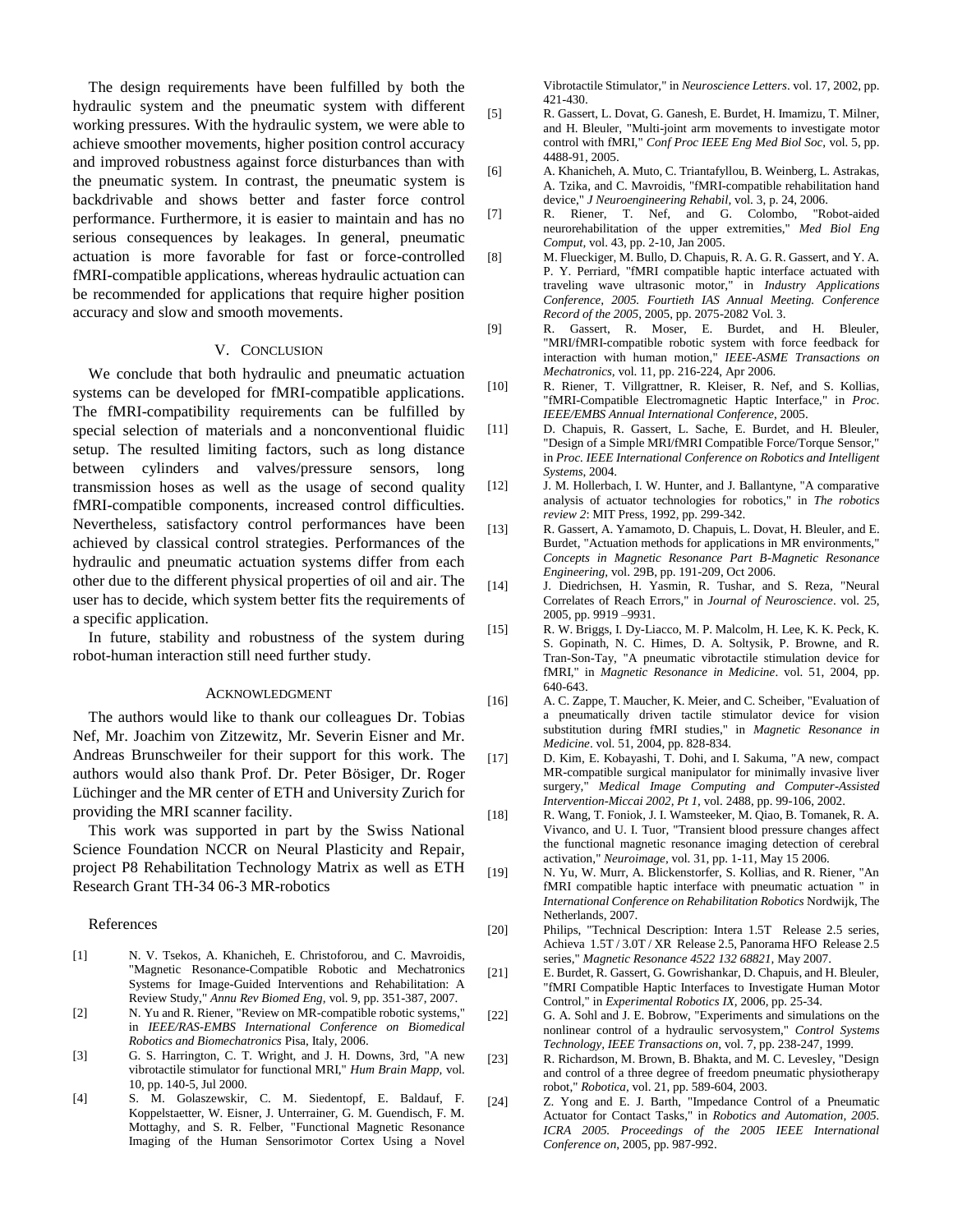The design requirements have been fulfilled by both the hydraulic system and the pneumatic system with different working pressures. With the hydraulic system, we were able to achieve smoother movements, higher position control accuracy and improved robustness against force disturbances than with the pneumatic system. In contrast, the pneumatic system is backdrivable and shows better and faster force control performance. Furthermore, it is easier to maintain and has no serious consequences by leakages. In general, pneumatic actuation is more favorable for fast or force-controlled fMRI-compatible applications, whereas hydraulic actuation can be recommended for applications that require higher position accuracy and slow and smooth movements.

## V. Conclusion

We conclude that both hydraulic and pneumatic actuation systems can be developed for fMRI-compatible applications. The fMRI-compatibility requirements can be fulfilled by special selection of materials and a nonconventional fluidic setup. The resulted limiting factors, such as long distance between cylinders and valves/pressure sensors, long transmission hoses as well as the usage of second quality fMRI-compatible components, increased control difficulties. Nevertheless, satisfactory control performances have been achieved by classical control strategies. Performances of the hydraulic and pneumatic actuation systems differ from each other due to the different physical properties of oil and air. The user has to decide, which system better fits the requirements of a specific application.

In future, stability and robustness of the system during robot-human interaction still need further study.

## Acknowledgment

The authors would like to thank our colleagues Dr. Tobias Nef, Mr. Joachim von Zitzewitz, Mr. Severin Eisner and Mr. Andreas Brunschweiler for their support for this work. The authors would also thank Prof. Dr. Peter Bösiger, Dr. Roger Lüchinger and the MR center of ETH and University Zurich for providing the MRI scanner facility.

This work was supported in part by the Swiss National Science Foundation NCCR on Neural Plasticity and Repair, project P8 Rehabilitation Technology Matrix as well as ETH Research Grant TH-34 06-3 MR-robotics

## References

[1] N. V. Tsekos, A. Khanicheh, E. Christoforou, and C. Mavroidis, "Magnetic Resonance-Compatible Robotic and Mechatronics Systems for Image-Guided Interventions and Rehabilitation: A Review Study," *Annu Rev Biomed Eng*, vol. 9, pp. 351-387, 2007.

[2] N. Yu and R. Riener, "Review on MR-compatible robotic systems," in *IEEE/RAS-EMBS International Conference on Biomedical Robotics and Biomechatronics* Pisa, Italy, 2006.

[3] G. S. Harrington, C. T. Wright, and J. H. Downs, 3rd, "A new vibrotactile stimulator for functional MRI," *Hum Brain Mapp*, vol. 10, pp. 140-5, Jul 2000.

[4] S. M. Golaszewskir, C. M. Siedentopf, E. Baldauf, F. Koppelstaetter, W. Eisner, J. Unterrainer, G. M. Guendisch, F. M. Mottaghy, and S. R. Felber, "Functional Magnetic Resonance Imaging of the Human Sensorimotor Cortex Using a Novel Vibrotactile Stimulator," in *Neuroscience Letters*. vol. 17, 2002, pp. 421-430.

[5] R. Gassert, L. Dovat, G. Ganesh, E. Burdet, H. Imamizu, T. Milner, and H. Bleuler, "Multi-joint arm movements to investigate motor control with fMRI," *Conf Proc IEEE Eng Med Biol Soc*, vol. 5, pp. 4488-91, 2005.

[6] A. Khanicheh, A. Muto, C. Triantafyllou, B. Weinberg, L. Astrakas, A. Tzika, and C. Mavroidis, "fMRI-compatible rehabilitation hand device," *J Neuroengineering Rehabil*, vol. 3, p. 24, 2006.

[7] R. Riener, T. Nef, and G. Colombo, "Robot-aided neurorehabilitation of the upper extremities," *Med Biol Eng Comput*, vol. 43, pp. 2-10, Jan 2005.

[8] M. Flueckiger, M. Bullo, D. Chapuis, R. A. G. R. Gassert, and Y. A. P. Y. Perriard, "fMRI compatible haptic interface actuated with traveling wave ultrasonic motor," in *Industry Applications Conference, 2005. Fourtieth IAS Annual Meeting. Conference Record of the 2005*, 2005, pp. 2075-2082 Vol. 3.

[9] R. Gassert, R. Moser, E. Burdet, and H. Bleuler, "MRI/fMRI-compatible robotic system with force feedback for interaction with human motion," *IEEE-ASME Transactions on Mechatronics*, vol. 11, pp. 216-224, Apr 2006.

[10] R. Riener, T. Villgrattner, R. Kleiser, R. Nef, and S. Kollias, "fMRI-Compatible Electromagnetic Haptic Interface," in *Proc. IEEE/EMBS Annual International Conference*, 2005.

[11] D. Chapuis, R. Gassert, L. Sache, E. Burdet, and H. Bleuler, "Design of a Simple MRI/fMRI Compatible Force/Torque Sensor," in *Proc. IEEE International Conference on Robotics and Intelligent Systems*, 2004.

[12] J. M. Hollerbach, I. W. Hunter, and J. Ballantyne, "A comparative analysis of actuator technologies for robotics," in *The robotics review 2*: MIT Press, 1992, pp. 299-342.

[13] R. Gassert, A. Yamamoto, D. Chapuis, L. Dovat, H. Bleuler, and E. Burdet, "Actuation methods for applications in MR environments," *Concepts in Magnetic Resonance Part B-Magnetic Resonance Engineering*, vol. 29B, pp. 191-209, Oct 2006.

[14] J. Diedrichsen, H. Yasmin, R. Tushar, and S. Reza, "Neural Correlates of Reach Errors," in *Journal of Neuroscience*. vol. 25, 2005, pp. 9919 –9931.

[15] R. W. Briggs, I. Dy-Liacco, M. P. Malcolm, H. Lee, K. K. Peck, K. S. Gopinath, N. C. Himes, D. A. Soltysik, P. Browne, and R. Tran-Son-Tay, "A pneumatic vibrotactile stimulation device for fMRI," in *Magnetic Resonance in Medicine*. vol. 51, 2004, pp. 640-643.

[16] A. C. Zappe, T. Maucher, K. Meier, and C. Scheiber, "Evaluation of a pneumatically driven tactile stimulator device for vision substitution during fMRI studies," in *Magnetic Resonance in Medicine*. vol. 51, 2004, pp. 828-834.

[17] D. Kim, E. Kobayashi, T. Dohi, and I. Sakuma, "A new, compact MR-compatible surgical manipulator for minimally invasive liver surgery," *Medical Image Computing and Computer-Assisted Intervention-Miccai 2002, Pt 1*, vol. 2488, pp. 99-106, 2002.

[18] R. Wang, T. Foniok, J. I. Wamsteeker, M. Qiao, B. Tomanek, R. A. Vivanco, and U. I. Tuor, "Transient blood pressure changes affect the functional magnetic resonance imaging detection of cerebral activation," *Neuroimage*, vol. 31, pp. 1-11, May 15 2006.

[19] N. Yu, W. Murr, A. Blickenstorfer, S. Kollias, and R. Riener, "An fMRI compatible haptic interface with pneumatic actuation " in *International Conference on Rehabilitation Robotics* Nordwijk, The Netherlands, 2007.

[20] Philips, "Technical Description: Intera 1.5T Release 2.5 series, Achieva 1.5T / 3.0T / XR Release 2.5, Panorama HFO Release 2.5 series," *Magnetic Resonance 4522 132 68821*, May 2007.

[21] E. Burdet, R. Gassert, G. Gowrishankar, D. Chapuis, and H. Bleuler, "fMRI Compatible Haptic Interfaces to Investigate Human Motor Control," in *Experimental Robotics IX*, 2006, pp. 25-34.

[22] G. A. Sohl and J. E. Bobrow, "Experiments and simulations on the nonlinear control of a hydraulic servosystem," *Control Systems Technology, IEEE Transactions on*, vol. 7, pp. 238-247, 1999.

[23] R. Richardson, M. Brown, B. Bhakta, and M. C. Levesley, "Design and control of a three degree of freedom pneumatic physiotherapy robot," *Robotica*, vol. 21, pp. 589-604, 2003.

[24] Z. Yong and E. J. Barth, "Impedance Control of a Pneumatic Actuator for Contact Tasks," in *Robotics and Automation, 2005. ICRA 2005. Proceedings of the 2005 IEEE International Conference on*, 2005, pp. 987-992.